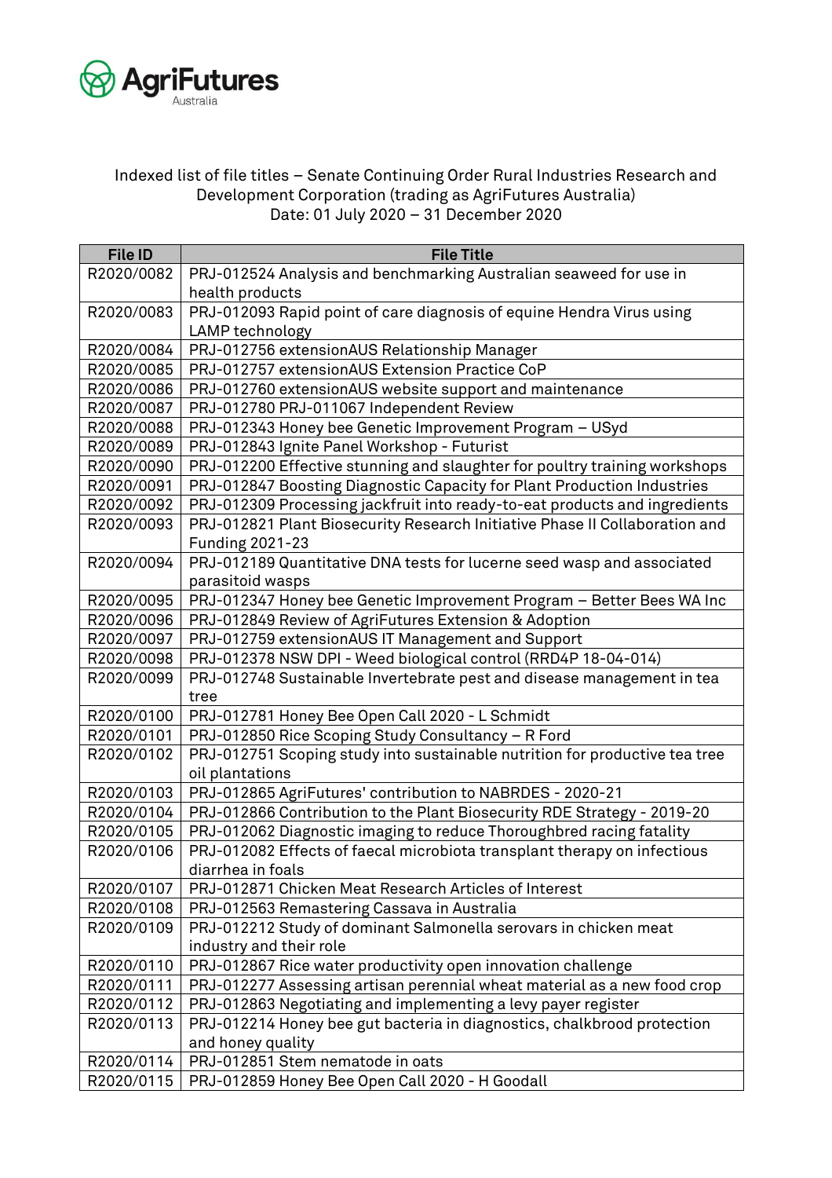AgriFutures Australia

Indexed list of file titles – Senate Continuing Order Rural Industries Research and Development Corporation (trading as AgriFutures Australia)
Date: 01 July 2020 – 31 December 2020

| File ID | File Title |
|---|---|
| R2020/0082 | PRJ-012524 Analysis and benchmarking Australian seaweed for use in health products |
| R2020/0083 | PRJ-012093 Rapid point of care diagnosis of equine Hendra Virus using LAMP technology |
| R2020/0084 | PRJ-012756 extensionAUS Relationship Manager |
| R2020/0085 | PRJ-012757 extensionAUS Extension Practice CoP |
| R2020/0086 | PRJ-012760 extensionAUS website support and maintenance |
| R2020/0087 | PRJ-012780 PRJ-011067 Independent Review |
| R2020/0088 | PRJ-012343 Honey bee Genetic Improvement Program – USyd |
| R2020/0089 | PRJ-012843 Ignite Panel Workshop - Futurist |
| R2020/0090 | PRJ-012200 Effective stunning and slaughter for poultry training workshops |
| R2020/0091 | PRJ-012847 Boosting Diagnostic Capacity for Plant Production Industries |
| R2020/0092 | PRJ-012309 Processing jackfruit into ready-to-eat products and ingredients |
| R2020/0093 | PRJ-012821 Plant Biosecurity Research Initiative Phase II Collaboration and Funding 2021-23 |
| R2020/0094 | PRJ-012189 Quantitative DNA tests for lucerne seed wasp and associated parasitoid wasps |
| R2020/0095 | PRJ-012347 Honey bee Genetic Improvement Program – Better Bees WA Inc |
| R2020/0096 | PRJ-012849 Review of AgriFutures Extension & Adoption |
| R2020/0097 | PRJ-012759 extensionAUS IT Management and Support |
| R2020/0098 | PRJ-012378 NSW DPI - Weed biological control (RRD4P 18-04-014) |
| R2020/0099 | PRJ-012748 Sustainable Invertebrate pest and disease management in tea tree |
| R2020/0100 | PRJ-012781 Honey Bee Open Call 2020 - L Schmidt |
| R2020/0101 | PRJ-012850 Rice Scoping Study Consultancy – R Ford |
| R2020/0102 | PRJ-012751 Scoping study into sustainable nutrition for productive tea tree oil plantations |
| R2020/0103 | PRJ-012865 AgriFutures' contribution to NABRDES - 2020-21 |
| R2020/0104 | PRJ-012866 Contribution to the Plant Biosecurity RDE Strategy - 2019-20 |
| R2020/0105 | PRJ-012062 Diagnostic imaging to reduce Thoroughbred racing fatality |
| R2020/0106 | PRJ-012082 Effects of faecal microbiota transplant therapy on infectious diarrhea in foals |
| R2020/0107 | PRJ-012871 Chicken Meat Research Articles of Interest |
| R2020/0108 | PRJ-012563 Remastering Cassava in Australia |
| R2020/0109 | PRJ-012212 Study of dominant Salmonella serovars in chicken meat industry and their role |
| R2020/0110 | PRJ-012867 Rice water productivity open innovation challenge |
| R2020/0111 | PRJ-012277 Assessing artisan perennial wheat material as a new food crop |
| R2020/0112 | PRJ-012863 Negotiating and implementing a levy payer register |
| R2020/0113 | PRJ-012214 Honey bee gut bacteria in diagnostics, chalkbrood protection and honey quality |
| R2020/0114 | PRJ-012851 Stem nematode in oats |
| R2020/0115 | PRJ-012859 Honey Bee Open Call 2020 - H Goodall |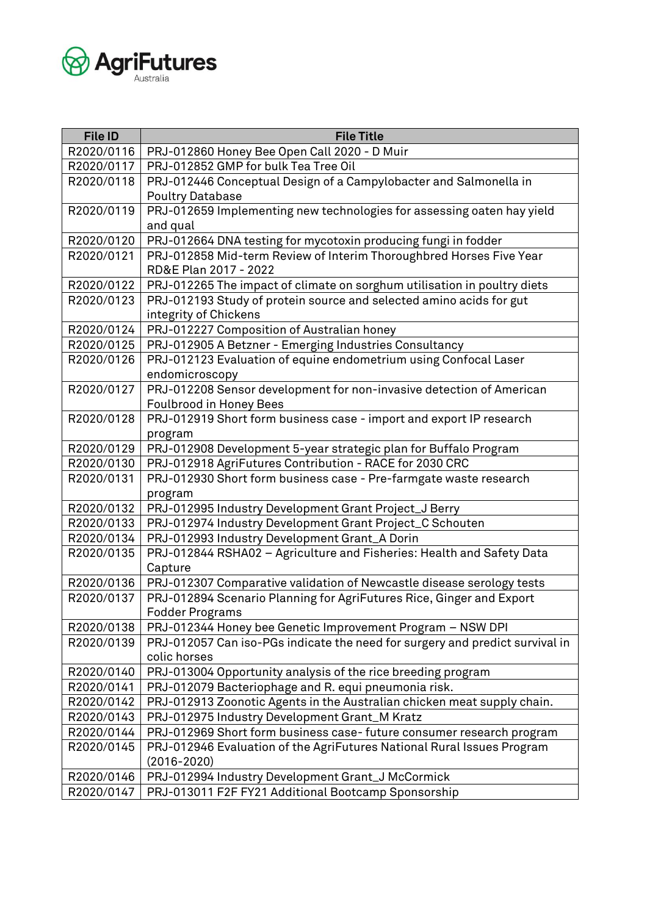| File ID | File Title |
|---|---|
| R2020/0116 | PRJ-012860 Honey Bee Open Call 2020 - D Muir |
| R2020/0117 | PRJ-012852 GMP for bulk Tea Tree Oil |
| R2020/0118 | PRJ-012446 Conceptual Design of a Campylobacter and Salmonella in Poultry Database |
| R2020/0119 | PRJ-012659 Implementing new technologies for assessing oaten hay yield and qual |
| R2020/0120 | PRJ-012664 DNA testing for mycotoxin producing fungi in fodder |
| R2020/0121 | PRJ-012858 Mid-term Review of Interim Thoroughbred Horses Five Year RD&E Plan 2017 - 2022 |
| R2020/0122 | PRJ-012265 The impact of climate on sorghum utilisation in poultry diets |
| R2020/0123 | PRJ-012193 Study of protein source and selected amino acids for gut integrity of Chickens |
| R2020/0124 | PRJ-012227 Composition of Australian honey |
| R2020/0125 | PRJ-012905 A Betzner - Emerging Industries Consultancy |
| R2020/0126 | PRJ-012123 Evaluation of equine endometrium using Confocal Laser endomicroscopy |
| R2020/0127 | PRJ-012208 Sensor development for non-invasive detection of American Foulbrood in Honey Bees |
| R2020/0128 | PRJ-012919 Short form business case - import and export IP research program |
| R2020/0129 | PRJ-012908 Development 5-year strategic plan for Buffalo Program |
| R2020/0130 | PRJ-012918 AgriFutures Contribution - RACE for 2030 CRC |
| R2020/0131 | PRJ-012930 Short form business case - Pre-farmgate waste research program |
| R2020/0132 | PRJ-012995 Industry Development Grant Project_J Berry |
| R2020/0133 | PRJ-012974 Industry Development Grant Project_C Schouten |
| R2020/0134 | PRJ-012993 Industry Development Grant_A Dorin |
| R2020/0135 | PRJ-012844 RSHA02 – Agriculture and Fisheries: Health and Safety Data Capture |
| R2020/0136 | PRJ-012307 Comparative validation of Newcastle disease serology tests |
| R2020/0137 | PRJ-012894 Scenario Planning for AgriFutures Rice, Ginger and Export Fodder Programs |
| R2020/0138 | PRJ-012344 Honey bee Genetic Improvement Program – NSW DPI |
| R2020/0139 | PRJ-012057 Can iso-PGs indicate the need for surgery and predict survival in colic horses |
| R2020/0140 | PRJ-013004 Opportunity analysis of the rice breeding program |
| R2020/0141 | PRJ-012079 Bacteriophage and R. equi pneumonia risk. |
| R2020/0142 | PRJ-012913 Zoonotic Agents in the Australian chicken meat supply chain. |
| R2020/0143 | PRJ-012975 Industry Development Grant_M Kratz |
| R2020/0144 | PRJ-012969 Short form business case- future consumer research program |
| R2020/0145 | PRJ-012946 Evaluation of the AgriFutures National Rural Issues Program (2016-2020) |
| R2020/0146 | PRJ-012994 Industry Development Grant_J McCormick |
| R2020/0147 | PRJ-013011 F2F FY21 Additional Bootcamp Sponsorship |